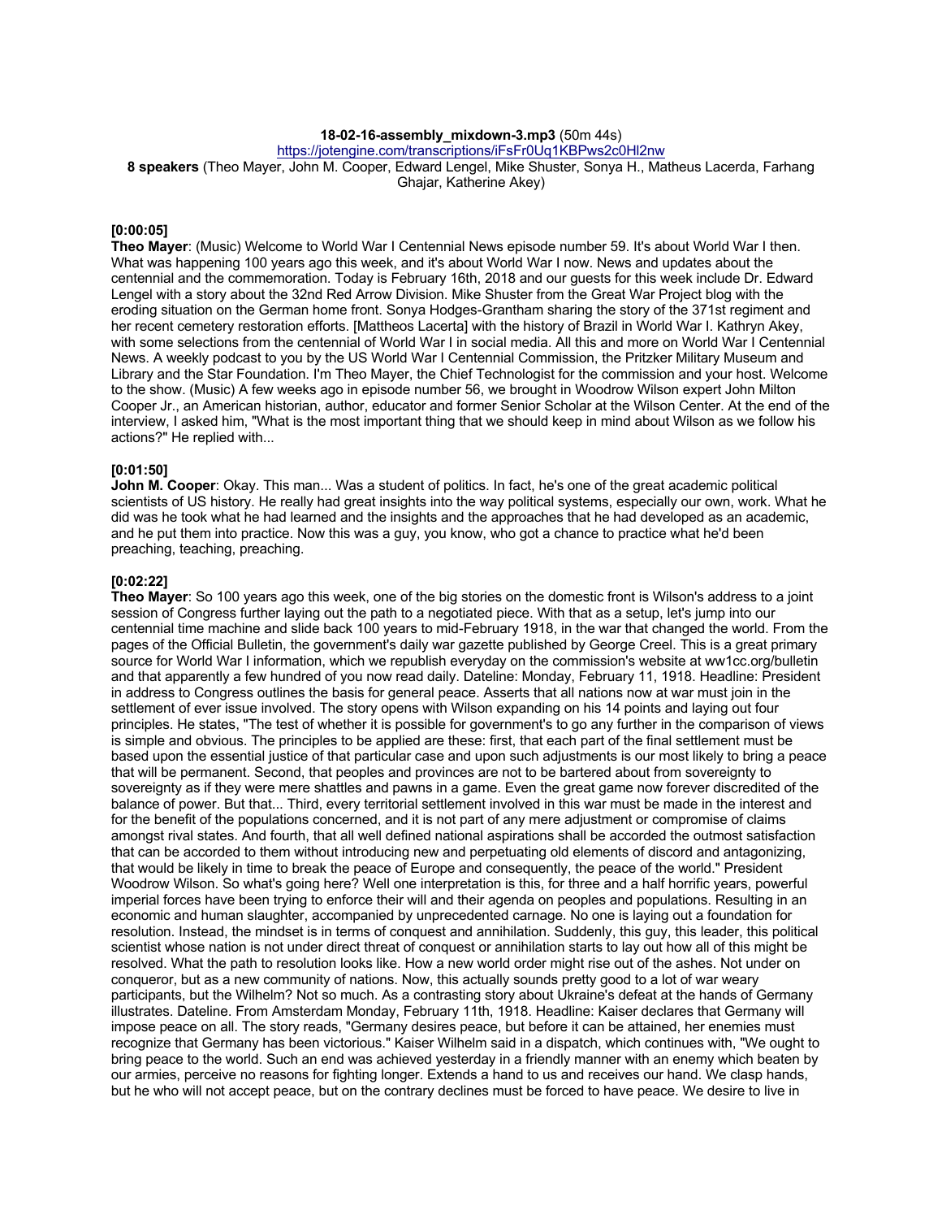**18-02-16-assembly_mixdown-3.mp3** (50m 44s)
https://jotengine.com/transcriptions/iFsFr0Uq1KBPws2c0Hl2nw
**8 speakers** (Theo Mayer, John M. Cooper, Edward Lengel, Mike Shuster, Sonya H., Matheus Lacerda, Farhang Ghajar, Katherine Akey)

**[0:00:05]**
**Theo Mayer**: (Music) Welcome to World War I Centennial News episode number 59. It's about World War I then. What was happening 100 years ago this week, and it's about World War I now. News and updates about the centennial and the commemoration. Today is February 16th, 2018 and our guests for this week include Dr. Edward Lengel with a story about the 32nd Red Arrow Division. Mike Shuster from the Great War Project blog with the eroding situation on the German home front. Sonya Hodges-Grantham sharing the story of the 371st regiment and her recent cemetery restoration efforts. [Mattheos Lacerta] with the history of Brazil in World War I. Kathryn Akey, with some selections from the centennial of World War I in social media. All this and more on World War I Centennial News. A weekly podcast to you by the US World War I Centennial Commission, the Pritzker Military Museum and Library and the Star Foundation. I'm Theo Mayer, the Chief Technologist for the commission and your host. Welcome to the show. (Music) A few weeks ago in episode number 56, we brought in Woodrow Wilson expert John Milton Cooper Jr., an American historian, author, educator and former Senior Scholar at the Wilson Center. At the end of the interview, I asked him, "What is the most important thing that we should keep in mind about Wilson as we follow his actions?" He replied with...

**[0:01:50]**
**John M. Cooper**: Okay. This man... Was a student of politics. In fact, he's one of the great academic political scientists of US history. He really had great insights into the way political systems, especially our own, work. What he did was he took what he had learned and the insights and the approaches that he had developed as an academic, and he put them into practice. Now this was a guy, you know, who got a chance to practice what he'd been preaching, teaching, preaching.

**[0:02:22]**
**Theo Mayer**: So 100 years ago this week, one of the big stories on the domestic front is Wilson's address to a joint session of Congress further laying out the path to a negotiated piece. With that as a setup, let's jump into our centennial time machine and slide back 100 years to mid-February 1918, in the war that changed the world. From the pages of the Official Bulletin, the government's daily war gazette published by George Creel. This is a great primary source for World War I information, which we republish everyday on the commission's website at ww1cc.org/bulletin and that apparently a few hundred of you now read daily. Dateline: Monday, February 11, 1918. Headline: President in address to Congress outlines the basis for general peace. Asserts that all nations now at war must join in the settlement of ever issue involved. The story opens with Wilson expanding on his 14 points and laying out four principles. He states, "The test of whether it is possible for government's to go any further in the comparison of views is simple and obvious. The principles to be applied are these: first, that each part of the final settlement must be based upon the essential justice of that particular case and upon such adjustments is our most likely to bring a peace that will be permanent. Second, that peoples and provinces are not to be bartered about from sovereignty to sovereignty as if they were mere shattles and pawns in a game. Even the great game now forever discredited of the balance of power. But that... Third, every territorial settlement involved in this war must be made in the interest and for the benefit of the populations concerned, and it is not part of any mere adjustment or compromise of claims amongst rival states. And fourth, that all well defined national aspirations shall be accorded the outmost satisfaction that can be accorded to them without introducing new and perpetuating old elements of discord and antagonizing, that would be likely in time to break the peace of Europe and consequently, the peace of the world." President Woodrow Wilson. So what's going here? Well one interpretation is this, for three and a half horrific years, powerful imperial forces have been trying to enforce their will and their agenda on peoples and populations. Resulting in an economic and human slaughter, accompanied by unprecedented carnage. No one is laying out a foundation for resolution. Instead, the mindset is in terms of conquest and annihilation. Suddenly, this guy, this leader, this political scientist whose nation is not under direct threat of conquest or annihilation starts to lay out how all of this might be resolved. What the path to resolution looks like. How a new world order might rise out of the ashes. Not under on conqueror, but as a new community of nations. Now, this actually sounds pretty good to a lot of war weary participants, but the Wilhelm? Not so much. As a contrasting story about Ukraine's defeat at the hands of Germany illustrates. Dateline. From Amsterdam Monday, February 11th, 1918. Headline: Kaiser declares that Germany will impose peace on all. The story reads, "Germany desires peace, but before it can be attained, her enemies must recognize that Germany has been victorious." Kaiser Wilhelm said in a dispatch, which continues with, "We ought to bring peace to the world. Such an end was achieved yesterday in a friendly manner with an enemy which beaten by our armies, perceive no reasons for fighting longer. Extends a hand to us and receives our hand. We clasp hands, but he who will not accept peace, but on the contrary declines must be forced to have peace. We desire to live in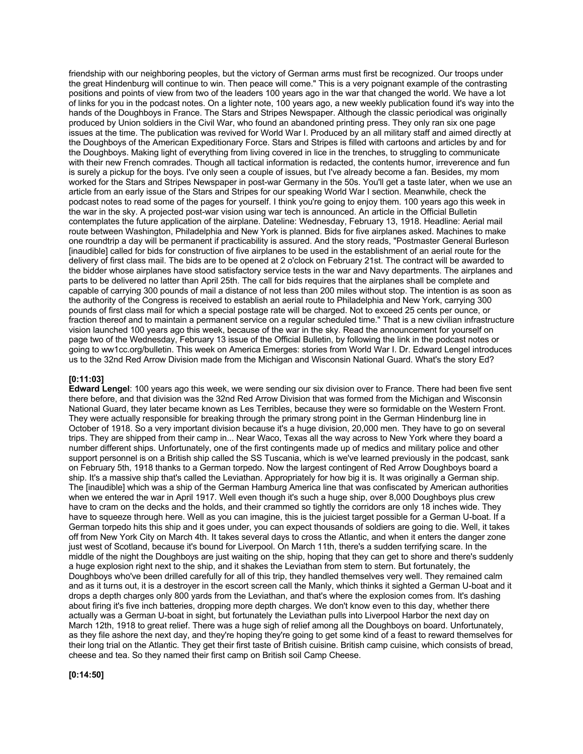friendship with our neighboring peoples, but the victory of German arms must first be recognized. Our troops under the great Hindenburg will continue to win. Then peace will come." This is a very poignant example of the contrasting positions and points of view from two of the leaders 100 years ago in the war that changed the world. We have a lot of links for you in the podcast notes. On a lighter note, 100 years ago, a new weekly publication found it's way into the hands of the Doughboys in France. The Stars and Stripes Newspaper. Although the classic periodical was originally produced by Union soldiers in the Civil War, who found an abandoned printing press. They only ran six one page issues at the time. The publication was revived for World War I. Produced by an all military staff and aimed directly at the Doughboys of the American Expeditionary Force. Stars and Stripes is filled with cartoons and articles by and for the Doughboys. Making light of everything from living covered in lice in the trenches, to struggling to communicate with their new French comrades. Though all tactical information is redacted, the contents humor, irreverence and fun is surely a pickup for the boys. I've only seen a couple of issues, but I've already become a fan. Besides, my mom worked for the Stars and Stripes Newspaper in post-war Germany in the 50s. You'll get a taste later, when we use an article from an early issue of the Stars and Stripes for our speaking World War I section. Meanwhile, check the podcast notes to read some of the pages for yourself. I think you're going to enjoy them. 100 years ago this week in the war in the sky. A projected post-war vision using war tech is announced. An article in the Official Bulletin contemplates the future application of the airplane. Dateline: Wednesday, February 13, 1918. Headline: Aerial mail route between Washington, Philadelphia and New York is planned. Bids for five airplanes asked. Machines to make one roundtrip a day will be permanent if practicability is assured. And the story reads, "Postmaster General Burleson [inaudible] called for bids for construction of five airplanes to be used in the establishment of an aerial route for the delivery of first class mail. The bids are to be opened at 2 o'clock on February 21st. The contract will be awarded to the bidder whose airplanes have stood satisfactory service tests in the war and Navy departments. The airplanes and parts to be delivered no latter than April 25th. The call for bids requires that the airplanes shall be complete and capable of carrying 300 pounds of mail a distance of not less than 200 miles without stop. The intention is as soon as the authority of the Congress is received to establish an aerial route to Philadelphia and New York, carrying 300 pounds of first class mail for which a special postage rate will be charged. Not to exceed 25 cents per ounce, or fraction thereof and to maintain a permanent service on a regular scheduled time." That is a new civilian infrastructure vision launched 100 years ago this week, because of the war in the sky. Read the announcement for yourself on page two of the Wednesday, February 13 issue of the Official Bulletin, by following the link in the podcast notes or going to ww1cc.org/bulletin. This week on America Emerges: stories from World War I. Dr. Edward Lengel introduces us to the 32nd Red Arrow Division made from the Michigan and Wisconsin National Guard. What's the story Ed?

**[0:11:03]**

**Edward Lengel**: 100 years ago this week, we were sending our six division over to France. There had been five sent there before, and that division was the 32nd Red Arrow Division that was formed from the Michigan and Wisconsin National Guard, they later became known as Les Terribles, because they were so formidable on the Western Front. They were actually responsible for breaking through the primary strong point in the German Hindenburg line in October of 1918. So a very important division because it's a huge division, 20,000 men. They have to go on several trips. They are shipped from their camp in... Near Waco, Texas all the way across to New York where they board a number different ships. Unfortunately, one of the first contingents made up of medics and military police and other support personnel is on a British ship called the SS Tuscania, which is we've learned previously in the podcast, sank on February 5th, 1918 thanks to a German torpedo. Now the largest contingent of Red Arrow Doughboys board a ship. It's a massive ship that's called the Leviathan. Appropriately for how big it is. It was originally a German ship. The [inaudible] which was a ship of the German Hamburg America line that was confiscated by American authorities when we entered the war in April 1917. Well even though it's such a huge ship, over 8,000 Doughboys plus crew have to cram on the decks and the holds, and their crammed so tightly the corridors are only 18 inches wide. They have to squeeze through here. Well as you can imagine, this is the juiciest target possible for a German U-boat. If a German torpedo hits this ship and it goes under, you can expect thousands of soldiers are going to die. Well, it takes off from New York City on March 4th. It takes several days to cross the Atlantic, and when it enters the danger zone just west of Scotland, because it's bound for Liverpool. On March 11th, there's a sudden terrifying scare. In the middle of the night the Doughboys are just waiting on the ship, hoping that they can get to shore and there's suddenly a huge explosion right next to the ship, and it shakes the Leviathan from stem to stern. But fortunately, the Doughboys who've been drilled carefully for all of this trip, they handled themselves very well. They remained calm and as it turns out, it is a destroyer in the escort screen call the Manly, which thinks it sighted a German U-boat and it drops a depth charges only 800 yards from the Leviathan, and that's where the explosion comes from. It's dashing about firing it's five inch batteries, dropping more depth charges. We don't know even to this day, whether there actually was a German U-boat in sight, but fortunately the Leviathan pulls into Liverpool Harbor the next day on March 12th, 1918 to great relief. There was a huge sigh of relief among all the Doughboys on board. Unfortunately, as they file ashore the next day, and they're hoping they're going to get some kind of a feast to reward themselves for their long trial on the Atlantic. They get their first taste of British cuisine. British camp cuisine, which consists of bread, cheese and tea. So they named their first camp on British soil Camp Cheese.

**[0:14:50]**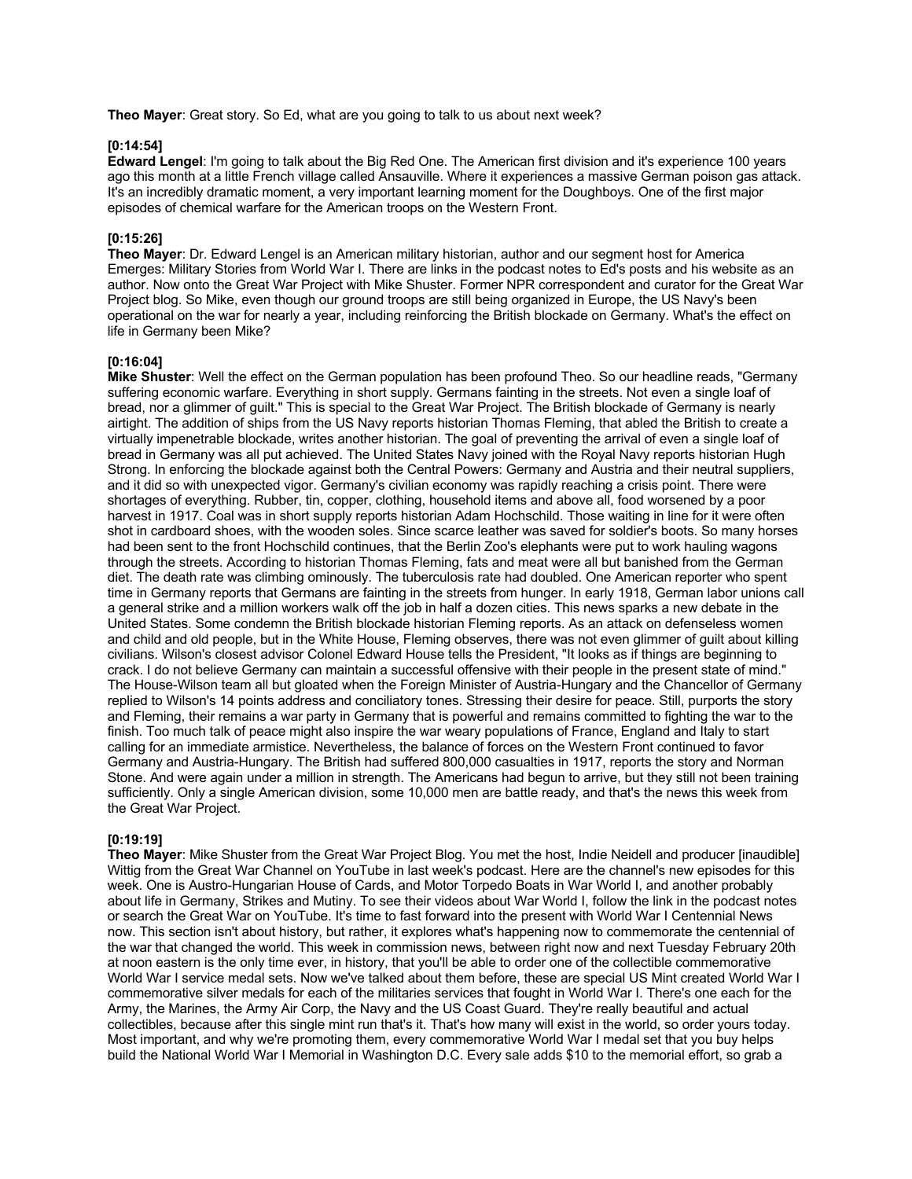**Theo Mayer**: Great story. So Ed, what are you going to talk to us about next week?

**[0:14:54]**

**Edward Lengel**: I'm going to talk about the Big Red One. The American first division and it's experience 100 years ago this month at a little French village called Ansauville. Where it experiences a massive German poison gas attack. It's an incredibly dramatic moment, a very important learning moment for the Doughboys. One of the first major episodes of chemical warfare for the American troops on the Western Front.

**[0:15:26]**

**Theo Mayer**: Dr. Edward Lengel is an American military historian, author and our segment host for America Emerges: Military Stories from World War I. There are links in the podcast notes to Ed's posts and his website as an author. Now onto the Great War Project with Mike Shuster. Former NPR correspondent and curator for the Great War Project blog. So Mike, even though our ground troops are still being organized in Europe, the US Navy's been operational on the war for nearly a year, including reinforcing the British blockade on Germany. What's the effect on life in Germany been Mike?

**[0:16:04]**

**Mike Shuster**: Well the effect on the German population has been profound Theo. So our headline reads, "Germany suffering economic warfare. Everything in short supply. Germans fainting in the streets. Not even a single loaf of bread, nor a glimmer of guilt." This is special to the Great War Project. The British blockade of Germany is nearly airtight. The addition of ships from the US Navy reports historian Thomas Fleming, that abled the British to create a virtually impenetrable blockade, writes another historian. The goal of preventing the arrival of even a single loaf of bread in Germany was all put achieved. The United States Navy joined with the Royal Navy reports historian Hugh Strong. In enforcing the blockade against both the Central Powers: Germany and Austria and their neutral suppliers, and it did so with unexpected vigor. Germany's civilian economy was rapidly reaching a crisis point. There were shortages of everything. Rubber, tin, copper, clothing, household items and above all, food worsened by a poor harvest in 1917. Coal was in short supply reports historian Adam Hochschild. Those waiting in line for it were often shot in cardboard shoes, with the wooden soles. Since scarce leather was saved for soldier's boots. So many horses had been sent to the front Hochschild continues, that the Berlin Zoo's elephants were put to work hauling wagons through the streets. According to historian Thomas Fleming, fats and meat were all but banished from the German diet. The death rate was climbing ominously. The tuberculosis rate had doubled. One American reporter who spent time in Germany reports that Germans are fainting in the streets from hunger. In early 1918, German labor unions call a general strike and a million workers walk off the job in half a dozen cities. This news sparks a new debate in the United States. Some condemn the British blockade historian Fleming reports. As an attack on defenseless women and child and old people, but in the White House, Fleming observes, there was not even glimmer of guilt about killing civilians. Wilson's closest advisor Colonel Edward House tells the President, "It looks as if things are beginning to crack. I do not believe Germany can maintain a successful offensive with their people in the present state of mind." The House-Wilson team all but gloated when the Foreign Minister of Austria-Hungary and the Chancellor of Germany replied to Wilson's 14 points address and conciliatory tones. Stressing their desire for peace. Still, purports the story and Fleming, their remains a war party in Germany that is powerful and remains committed to fighting the war to the finish. Too much talk of peace might also inspire the war weary populations of France, England and Italy to start calling for an immediate armistice. Nevertheless, the balance of forces on the Western Front continued to favor Germany and Austria-Hungary. The British had suffered 800,000 casualties in 1917, reports the story and Norman Stone. And were again under a million in strength. The Americans had begun to arrive, but they still not been training sufficiently. Only a single American division, some 10,000 men are battle ready, and that's the news this week from the Great War Project.

**[0:19:19]**

**Theo Mayer**: Mike Shuster from the Great War Project Blog. You met the host, Indie Neidell and producer [inaudible] Wittig from the Great War Channel on YouTube in last week's podcast. Here are the channel's new episodes for this week. One is Austro-Hungarian House of Cards, and Motor Torpedo Boats in War World I, and another probably about life in Germany, Strikes and Mutiny. To see their videos about War World I, follow the link in the podcast notes or search the Great War on YouTube. It's time to fast forward into the present with World War I Centennial News now. This section isn't about history, but rather, it explores what's happening now to commemorate the centennial of the war that changed the world. This week in commission news, between right now and next Tuesday February 20th at noon eastern is the only time ever, in history, that you'll be able to order one of the collectible commemorative World War I service medal sets. Now we've talked about them before, these are special US Mint created World War I commemorative silver medals for each of the militaries services that fought in World War I. There's one each for the Army, the Marines, the Army Air Corp, the Navy and the US Coast Guard. They're really beautiful and actual collectibles, because after this single mint run that's it. That's how many will exist in the world, so order yours today. Most important, and why we're promoting them, every commemorative World War I medal set that you buy helps build the National World War I Memorial in Washington D.C. Every sale adds $10 to the memorial effort, so grab a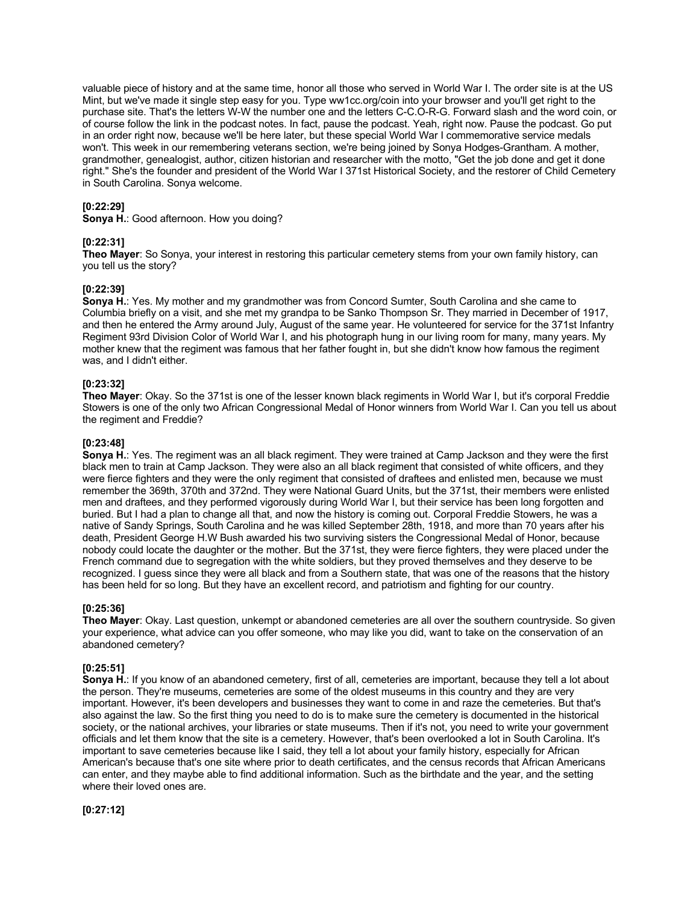valuable piece of history and at the same time, honor all those who served in World War I. The order site is at the US Mint, but we've made it single step easy for you. Type ww1cc.org/coin into your browser and you'll get right to the purchase site. That's the letters W-W the number one and the letters C-C.O-R-G. Forward slash and the word coin, or of course follow the link in the podcast notes. In fact, pause the podcast. Yeah, right now. Pause the podcast. Go put in an order right now, because we'll be here later, but these special World War I commemorative service medals won't. This week in our remembering veterans section, we're being joined by Sonya Hodges-Grantham. A mother, grandmother, genealogist, author, citizen historian and researcher with the motto, "Get the job done and get it done right." She's the founder and president of the World War I 371st Historical Society, and the restorer of Child Cemetery in South Carolina. Sonya welcome.

**[0:22:29]**
**Sonya H.**: Good afternoon. How you doing?

**[0:22:31]**
**Theo Mayer**: So Sonya, your interest in restoring this particular cemetery stems from your own family history, can you tell us the story?

**[0:22:39]**
**Sonya H.**: Yes. My mother and my grandmother was from Concord Sumter, South Carolina and she came to Columbia briefly on a visit, and she met my grandpa to be Sanko Thompson Sr. They married in December of 1917, and then he entered the Army around July, August of the same year. He volunteered for service for the 371st Infantry Regiment 93rd Division Color of World War I, and his photograph hung in our living room for many, many years. My mother knew that the regiment was famous that her father fought in, but she didn't know how famous the regiment was, and I didn't either.

**[0:23:32]**
**Theo Mayer**: Okay. So the 371st is one of the lesser known black regiments in World War I, but it's corporal Freddie Stowers is one of the only two African Congressional Medal of Honor winners from World War I. Can you tell us about the regiment and Freddie?

**[0:23:48]**
**Sonya H.**: Yes. The regiment was an all black regiment. They were trained at Camp Jackson and they were the first black men to train at Camp Jackson. They were also an all black regiment that consisted of white officers, and they were fierce fighters and they were the only regiment that consisted of draftees and enlisted men, because we must remember the 369th, 370th and 372nd. They were National Guard Units, but the 371st, their members were enlisted men and draftees, and they performed vigorously during World War I, but their service has been long forgotten and buried. But I had a plan to change all that, and now the history is coming out. Corporal Freddie Stowers, he was a native of Sandy Springs, South Carolina and he was killed September 28th, 1918, and more than 70 years after his death, President George H.W Bush awarded his two surviving sisters the Congressional Medal of Honor, because nobody could locate the daughter or the mother. But the 371st, they were fierce fighters, they were placed under the French command due to segregation with the white soldiers, but they proved themselves and they deserve to be recognized. I guess since they were all black and from a Southern state, that was one of the reasons that the history has been held for so long. But they have an excellent record, and patriotism and fighting for our country.

**[0:25:36]**
**Theo Mayer**: Okay. Last question, unkempt or abandoned cemeteries are all over the southern countryside. So given your experience, what advice can you offer someone, who may like you did, want to take on the conservation of an abandoned cemetery?

**[0:25:51]**
**Sonya H.**: If you know of an abandoned cemetery, first of all, cemeteries are important, because they tell a lot about the person. They're museums, cemeteries are some of the oldest museums in this country and they are very important. However, it's been developers and businesses they want to come in and raze the cemeteries. But that's also against the law. So the first thing you need to do is to make sure the cemetery is documented in the historical society, or the national archives, your libraries or state museums. Then if it's not, you need to write your government officials and let them know that the site is a cemetery. However, that's been overlooked a lot in South Carolina. It's important to save cemeteries because like I said, they tell a lot about your family history, especially for African American's because that's one site where prior to death certificates, and the census records that African Americans can enter, and they maybe able to find additional information. Such as the birthdate and the year, and the setting where their loved ones are.

**[0:27:12]**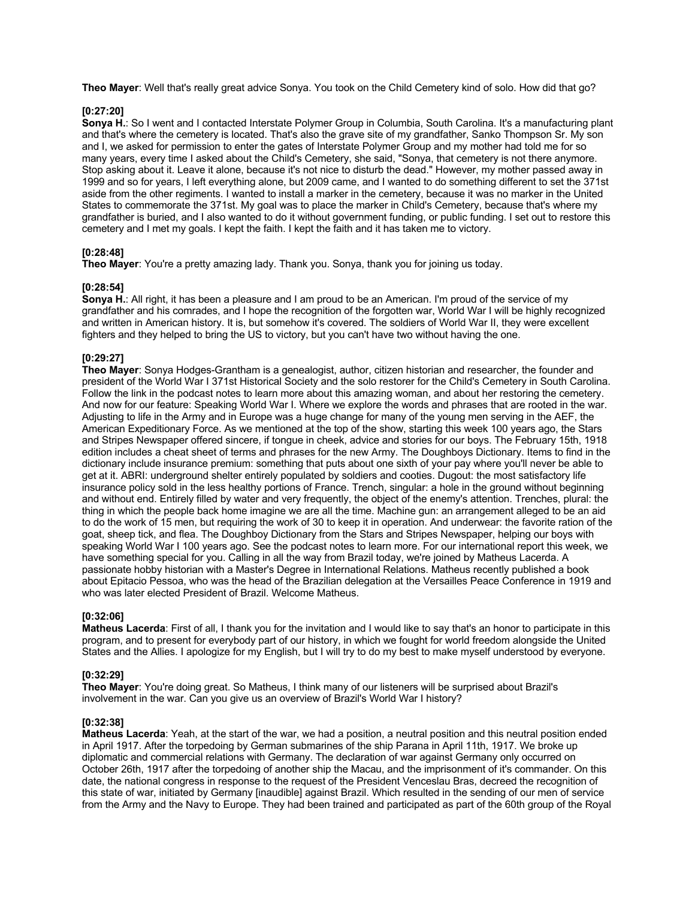**Theo Mayer**: Well that's really great advice Sonya. You took on the Child Cemetery kind of solo. How did that go?

**[0:27:20]**
**Sonya H.**: So I went and I contacted Interstate Polymer Group in Columbia, South Carolina. It's a manufacturing plant and that's where the cemetery is located. That's also the grave site of my grandfather, Sanko Thompson Sr. My son and I, we asked for permission to enter the gates of Interstate Polymer Group and my mother had told me for so many years, every time I asked about the Child's Cemetery, she said, "Sonya, that cemetery is not there anymore. Stop asking about it. Leave it alone, because it's not nice to disturb the dead." However, my mother passed away in 1999 and so for years, I left everything alone, but 2009 came, and I wanted to do something different to set the 371st aside from the other regiments. I wanted to install a marker in the cemetery, because it was no marker in the United States to commemorate the 371st. My goal was to place the marker in Child's Cemetery, because that's where my grandfather is buried, and I also wanted to do it without government funding, or public funding. I set out to restore this cemetery and I met my goals. I kept the faith. I kept the faith and it has taken me to victory.

**[0:28:48]**
**Theo Mayer**: You're a pretty amazing lady. Thank you. Sonya, thank you for joining us today.

**[0:28:54]**
**Sonya H.**: All right, it has been a pleasure and I am proud to be an American. I'm proud of the service of my grandfather and his comrades, and I hope the recognition of the forgotten war, World War I will be highly recognized and written in American history. It is, but somehow it's covered. The soldiers of World War II, they were excellent fighters and they helped to bring the US to victory, but you can't have two without having the one.

**[0:29:27]**
**Theo Mayer**: Sonya Hodges-Grantham is a genealogist, author, citizen historian and researcher, the founder and president of the World War I 371st Historical Society and the solo restorer for the Child's Cemetery in South Carolina. Follow the link in the podcast notes to learn more about this amazing woman, and about her restoring the cemetery. And now for our feature: Speaking World War I. Where we explore the words and phrases that are rooted in the war. Adjusting to life in the Army and in Europe was a huge change for many of the young men serving in the AEF, the American Expeditionary Force. As we mentioned at the top of the show, starting this week 100 years ago, the Stars and Stripes Newspaper offered sincere, if tongue in cheek, advice and stories for our boys. The February 15th, 1918 edition includes a cheat sheet of terms and phrases for the new Army. The Doughboys Dictionary. Items to find in the dictionary include insurance premium: something that puts about one sixth of your pay where you'll never be able to get at it. ABRI: underground shelter entirely populated by soldiers and cooties. Dugout: the most satisfactory life insurance policy sold in the less healthy portions of France. Trench, singular: a hole in the ground without beginning and without end. Entirely filled by water and very frequently, the object of the enemy's attention. Trenches, plural: the thing in which the people back home imagine we are all the time. Machine gun: an arrangement alleged to be an aid to do the work of 15 men, but requiring the work of 30 to keep it in operation. And underwear: the favorite ration of the goat, sheep tick, and flea. The Doughboy Dictionary from the Stars and Stripes Newspaper, helping our boys with speaking World War I 100 years ago. See the podcast notes to learn more. For our international report this week, we have something special for you. Calling in all the way from Brazil today, we're joined by Matheus Lacerda. A passionate hobby historian with a Master's Degree in International Relations. Matheus recently published a book about Epitacio Pessoa, who was the head of the Brazilian delegation at the Versailles Peace Conference in 1919 and who was later elected President of Brazil. Welcome Matheus.

**[0:32:06]**
**Matheus Lacerda**: First of all, I thank you for the invitation and I would like to say that's an honor to participate in this program, and to present for everybody part of our history, in which we fought for world freedom alongside the United States and the Allies. I apologize for my English, but I will try to do my best to make myself understood by everyone.

**[0:32:29]**
**Theo Mayer**: You're doing great. So Matheus, I think many of our listeners will be surprised about Brazil's involvement in the war. Can you give us an overview of Brazil's World War I history?

**[0:32:38]**
**Matheus Lacerda**: Yeah, at the start of the war, we had a position, a neutral position and this neutral position ended in April 1917. After the torpedoing by German submarines of the ship Parana in April 11th, 1917. We broke up diplomatic and commercial relations with Germany. The declaration of war against Germany only occurred on October 26th, 1917 after the torpedoing of another ship the Macau, and the imprisonment of it's commander. On this date, the national congress in response to the request of the President Venceslau Bras, decreed the recognition of this state of war, initiated by Germany [inaudible] against Brazil. Which resulted in the sending of our men of service from the Army and the Navy to Europe. They had been trained and participated as part of the 60th group of the Royal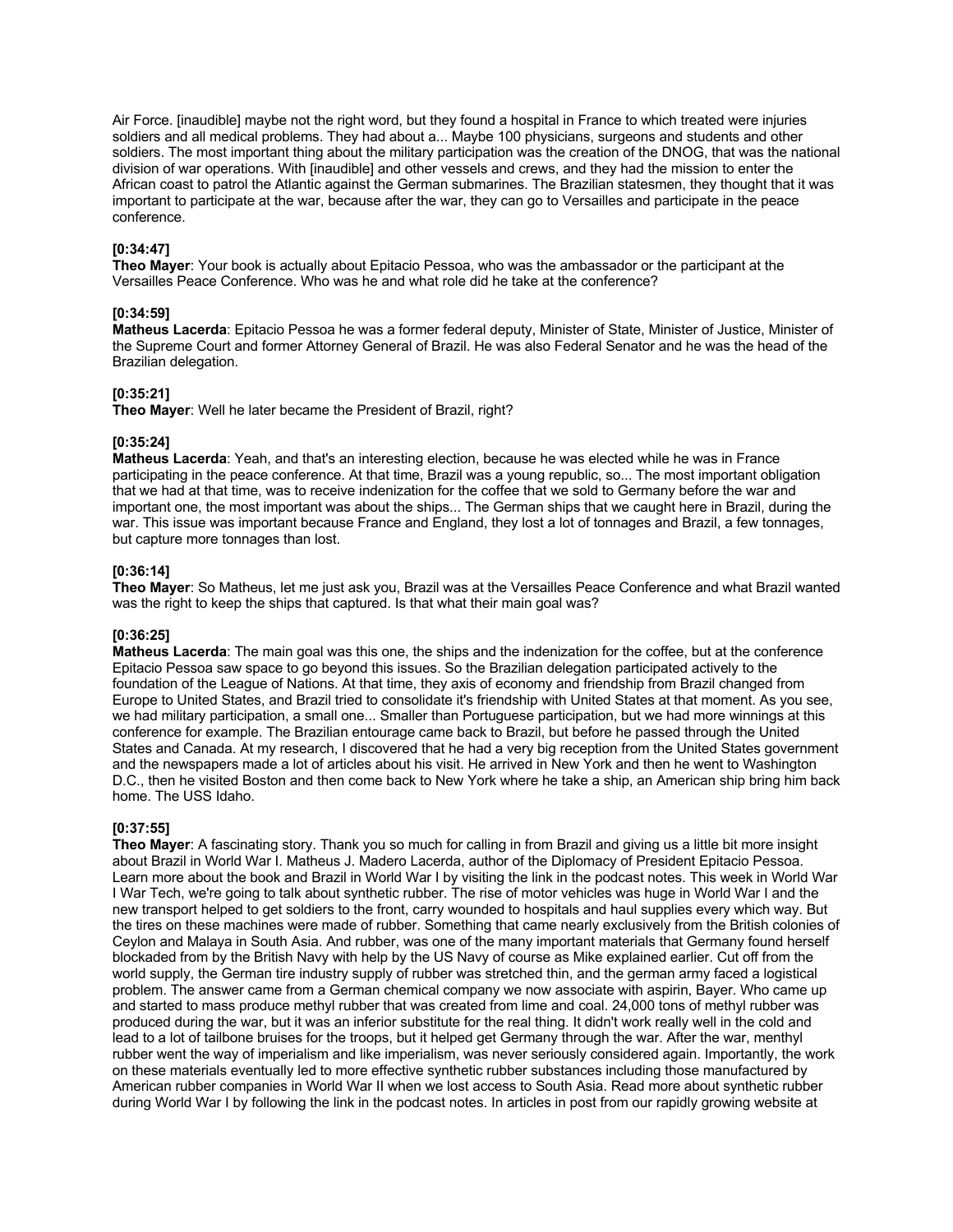Air Force. [inaudible] maybe not the right word, but they found a hospital in France to which treated were injuries soldiers and all medical problems. They had about a... Maybe 100 physicians, surgeons and students and other soldiers. The most important thing about the military participation was the creation of the DNOG, that was the national division of war operations. With [inaudible] and other vessels and crews, and they had the mission to enter the African coast to patrol the Atlantic against the German submarines. The Brazilian statesmen, they thought that it was important to participate at the war, because after the war, they can go to Versailles and participate in the peace conference.

**[0:34:47]**
**Theo Mayer**: Your book is actually about Epitacio Pessoa, who was the ambassador or the participant at the Versailles Peace Conference. Who was he and what role did he take at the conference?

**[0:34:59]**
**Matheus Lacerda**: Epitacio Pessoa he was a former federal deputy, Minister of State, Minister of Justice, Minister of the Supreme Court and former Attorney General of Brazil. He was also Federal Senator and he was the head of the Brazilian delegation.

**[0:35:21]**
**Theo Mayer**: Well he later became the President of Brazil, right?

**[0:35:24]**
**Matheus Lacerda**: Yeah, and that's an interesting election, because he was elected while he was in France participating in the peace conference. At that time, Brazil was a young republic, so... The most important obligation that we had at that time, was to receive indenization for the coffee that we sold to Germany before the war and important one, the most important was about the ships... The German ships that we caught here in Brazil, during the war. This issue was important because France and England, they lost a lot of tonnages and Brazil, a few tonnages, but capture more tonnages than lost.

**[0:36:14]**
**Theo Mayer**: So Matheus, let me just ask you, Brazil was at the Versailles Peace Conference and what Brazil wanted was the right to keep the ships that captured. Is that what their main goal was?

**[0:36:25]**
**Matheus Lacerda**: The main goal was this one, the ships and the indenization for the coffee, but at the conference Epitacio Pessoa saw space to go beyond this issues. So the Brazilian delegation participated actively to the foundation of the League of Nations. At that time, they axis of economy and friendship from Brazil changed from Europe to United States, and Brazil tried to consolidate it's friendship with United States at that moment. As you see, we had military participation, a small one... Smaller than Portuguese participation, but we had more winnings at this conference for example. The Brazilian entourage came back to Brazil, but before he passed through the United States and Canada. At my research, I discovered that he had a very big reception from the United States government and the newspapers made a lot of articles about his visit. He arrived in New York and then he went to Washington D.C., then he visited Boston and then come back to New York where he take a ship, an American ship bring him back home. The USS Idaho.

**[0:37:55]**
**Theo Mayer**: A fascinating story. Thank you so much for calling in from Brazil and giving us a little bit more insight about Brazil in World War I. Matheus J. Madero Lacerda, author of the Diplomacy of President Epitacio Pessoa. Learn more about the book and Brazil in World War I by visiting the link in the podcast notes. This week in World War I War Tech, we're going to talk about synthetic rubber. The rise of motor vehicles was huge in World War I and the new transport helped to get soldiers to the front, carry wounded to hospitals and haul supplies every which way. But the tires on these machines were made of rubber. Something that came nearly exclusively from the British colonies of Ceylon and Malaya in South Asia. And rubber, was one of the many important materials that Germany found herself blockaded from by the British Navy with help by the US Navy of course as Mike explained earlier. Cut off from the world supply, the German tire industry supply of rubber was stretched thin, and the german army faced a logistical problem. The answer came from a German chemical company we now associate with aspirin, Bayer. Who came up and started to mass produce methyl rubber that was created from lime and coal. 24,000 tons of methyl rubber was produced during the war, but it was an inferior substitute for the real thing. It didn't work really well in the cold and lead to a lot of tailbone bruises for the troops, but it helped get Germany through the war. After the war, menthyl rubber went the way of imperialism and like imperialism, was never seriously considered again. Importantly, the work on these materials eventually led to more effective synthetic rubber substances including those manufactured by American rubber companies in World War II when we lost access to South Asia. Read more about synthetic rubber during World War I by following the link in the podcast notes. In articles in post from our rapidly growing website at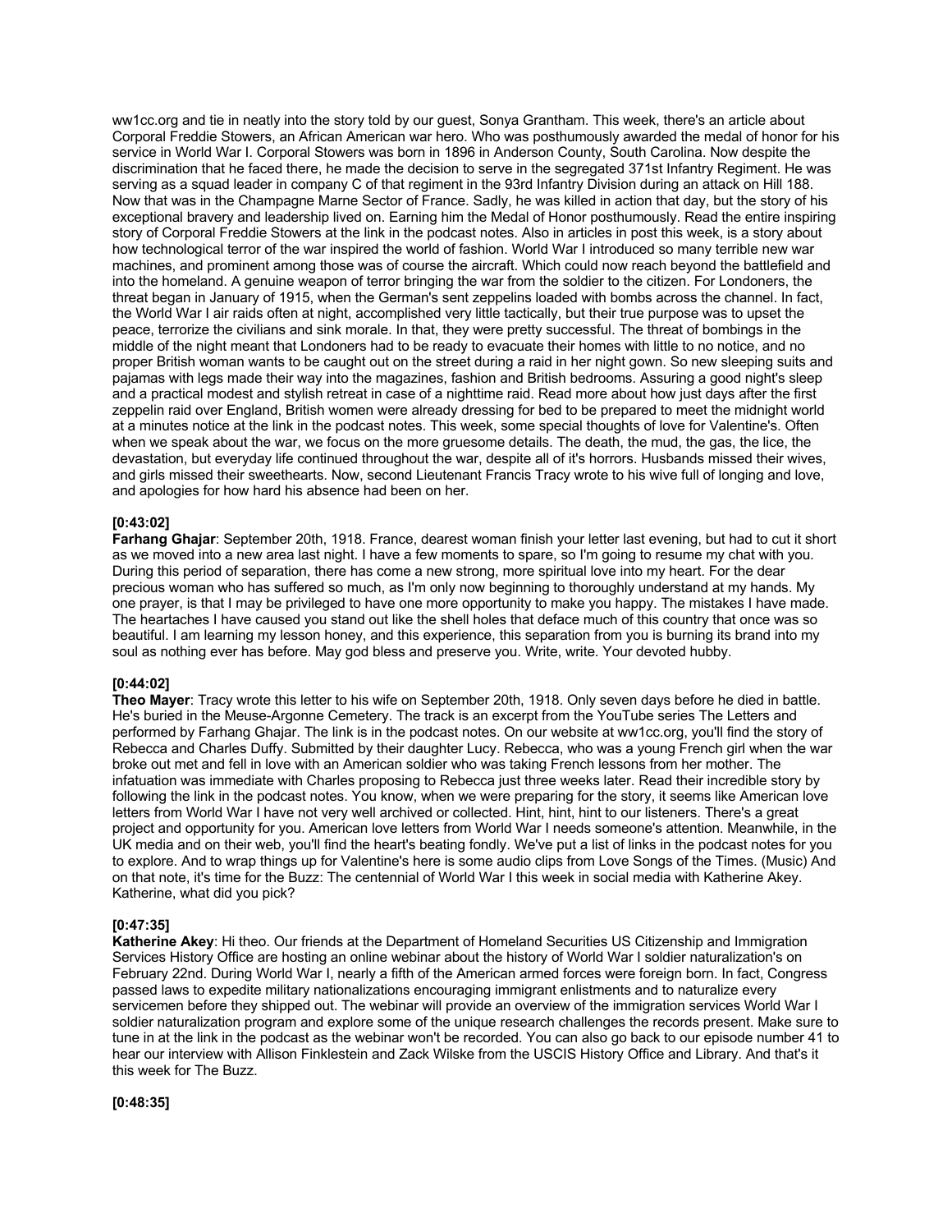ww1cc.org and tie in neatly into the story told by our guest, Sonya Grantham. This week, there's an article about Corporal Freddie Stowers, an African American war hero. Who was posthumously awarded the medal of honor for his service in World War I. Corporal Stowers was born in 1896 in Anderson County, South Carolina. Now despite the discrimination that he faced there, he made the decision to serve in the segregated 371st Infantry Regiment. He was serving as a squad leader in company C of that regiment in the 93rd Infantry Division during an attack on Hill 188. Now that was in the Champagne Marne Sector of France. Sadly, he was killed in action that day, but the story of his exceptional bravery and leadership lived on. Earning him the Medal of Honor posthumously. Read the entire inspiring story of Corporal Freddie Stowers at the link in the podcast notes. Also in articles in post this week, is a story about how technological terror of the war inspired the world of fashion. World War I introduced so many terrible new war machines, and prominent among those was of course the aircraft. Which could now reach beyond the battlefield and into the homeland. A genuine weapon of terror bringing the war from the soldier to the citizen. For Londoners, the threat began in January of 1915, when the German's sent zeppelins loaded with bombs across the channel. In fact, the World War I air raids often at night, accomplished very little tactically, but their true purpose was to upset the peace, terrorize the civilians and sink morale. In that, they were pretty successful. The threat of bombings in the middle of the night meant that Londoners had to be ready to evacuate their homes with little to no notice, and no proper British woman wants to be caught out on the street during a raid in her night gown. So new sleeping suits and pajamas with legs made their way into the magazines, fashion and British bedrooms. Assuring a good night's sleep and a practical modest and stylish retreat in case of a nighttime raid. Read more about how just days after the first zeppelin raid over England, British women were already dressing for bed to be prepared to meet the midnight world at a minutes notice at the link in the podcast notes. This week, some special thoughts of love for Valentine's. Often when we speak about the war, we focus on the more gruesome details. The death, the mud, the gas, the lice, the devastation, but everyday life continued throughout the war, despite all of it's horrors. Husbands missed their wives, and girls missed their sweethearts. Now, second Lieutenant Francis Tracy wrote to his wive full of longing and love, and apologies for how hard his absence had been on her.

**[0:43:02]**
**Farhang Ghajar**: September 20th, 1918. France, dearest woman finish your letter last evening, but had to cut it short as we moved into a new area last night. I have a few moments to spare, so I'm going to resume my chat with you. During this period of separation, there has come a new strong, more spiritual love into my heart. For the dear precious woman who has suffered so much, as I'm only now beginning to thoroughly understand at my hands. My one prayer, is that I may be privileged to have one more opportunity to make you happy. The mistakes I have made. The heartaches I have caused you stand out like the shell holes that deface much of this country that once was so beautiful. I am learning my lesson honey, and this experience, this separation from you is burning its brand into my soul as nothing ever has before. May god bless and preserve you. Write, write. Your devoted hubby.

**[0:44:02]**
**Theo Mayer**: Tracy wrote this letter to his wife on September 20th, 1918. Only seven days before he died in battle. He's buried in the Meuse-Argonne Cemetery. The track is an excerpt from the YouTube series The Letters and performed by Farhang Ghajar. The link is in the podcast notes. On our website at ww1cc.org, you'll find the story of Rebecca and Charles Duffy. Submitted by their daughter Lucy. Rebecca, who was a young French girl when the war broke out met and fell in love with an American soldier who was taking French lessons from her mother. The infatuation was immediate with Charles proposing to Rebecca just three weeks later. Read their incredible story by following the link in the podcast notes. You know, when we were preparing for the story, it seems like American love letters from World War I have not very well archived or collected. Hint, hint, hint to our listeners. There's a great project and opportunity for you. American love letters from World War I needs someone's attention. Meanwhile, in the UK media and on their web, you'll find the heart's beating fondly. We've put a list of links in the podcast notes for you to explore. And to wrap things up for Valentine's here is some audio clips from Love Songs of the Times. (Music) And on that note, it's time for the Buzz: The centennial of World War I this week in social media with Katherine Akey. Katherine, what did you pick?

**[0:47:35]**
**Katherine Akey**: Hi theo. Our friends at the Department of Homeland Securities US Citizenship and Immigration Services History Office are hosting an online webinar about the history of World War I soldier naturalization's on February 22nd. During World War I, nearly a fifth of the American armed forces were foreign born. In fact, Congress passed laws to expedite military nationalizations encouraging immigrant enlistments and to naturalize every servicemen before they shipped out. The webinar will provide an overview of the immigration services World War I soldier naturalization program and explore some of the unique research challenges the records present. Make sure to tune in at the link in the podcast as the webinar won't be recorded. You can also go back to our episode number 41 to hear our interview with Allison Finklestein and Zack Wilske from the USCIS History Office and Library. And that's it this week for The Buzz.

**[0:48:35]**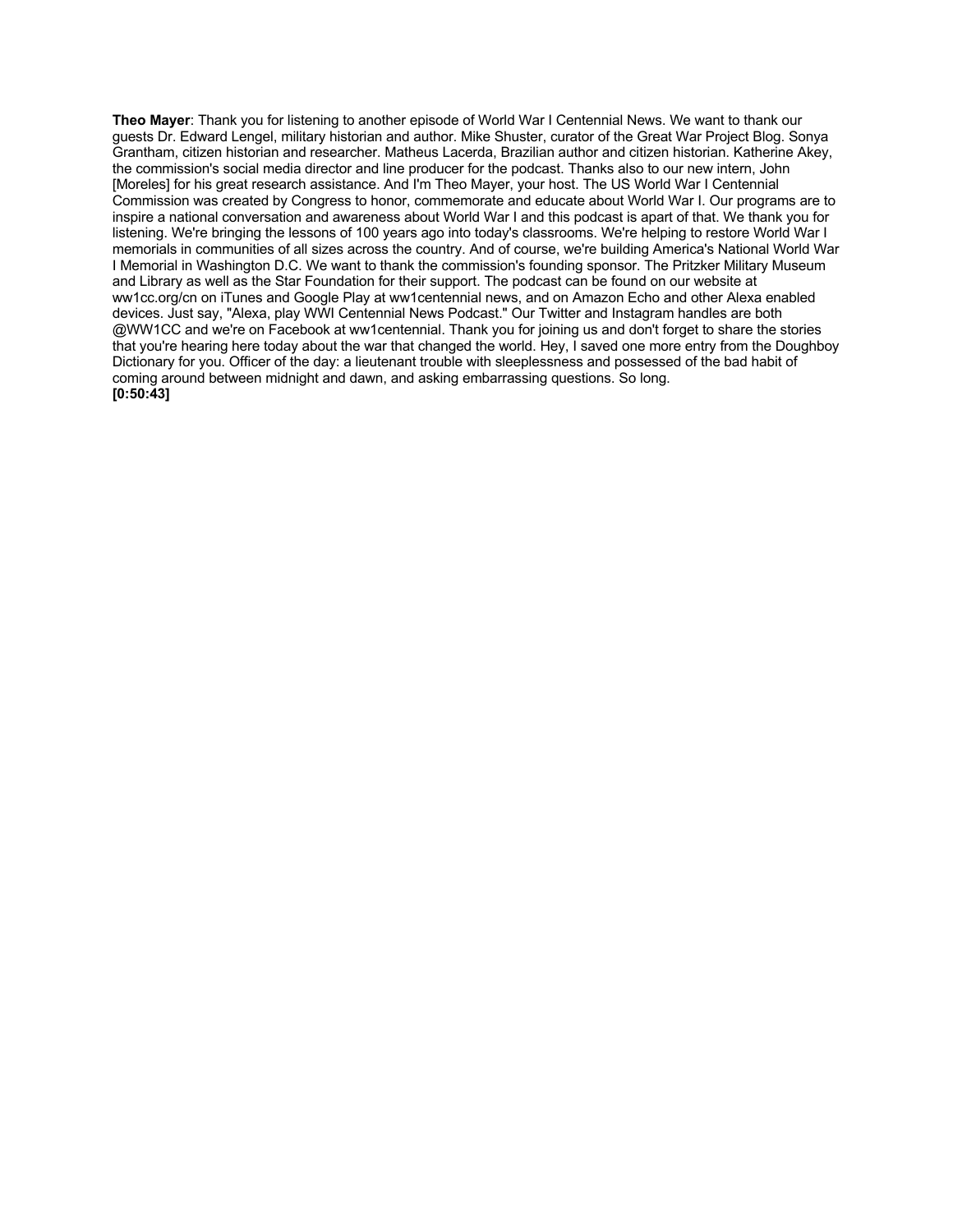**Theo Mayer**: Thank you for listening to another episode of World War I Centennial News. We want to thank our guests Dr. Edward Lengel, military historian and author. Mike Shuster, curator of the Great War Project Blog. Sonya Grantham, citizen historian and researcher. Matheus Lacerda, Brazilian author and citizen historian. Katherine Akey, the commission's social media director and line producer for the podcast. Thanks also to our new intern, John [Moreles] for his great research assistance. And I'm Theo Mayer, your host. The US World War I Centennial Commission was created by Congress to honor, commemorate and educate about World War I. Our programs are to inspire a national conversation and awareness about World War I and this podcast is apart of that. We thank you for listening. We're bringing the lessons of 100 years ago into today's classrooms. We're helping to restore World War I memorials in communities of all sizes across the country. And of course, we're building America's National World War I Memorial in Washington D.C. We want to thank the commission's founding sponsor. The Pritzker Military Museum and Library as well as the Star Foundation for their support. The podcast can be found on our website at ww1cc.org/cn on iTunes and Google Play at ww1centennial news, and on Amazon Echo and other Alexa enabled devices. Just say, "Alexa, play WWI Centennial News Podcast." Our Twitter and Instagram handles are both @WW1CC and we're on Facebook at ww1centennial. Thank you for joining us and don't forget to share the stories that you're hearing here today about the war that changed the world. Hey, I saved one more entry from the Doughboy Dictionary for you. Officer of the day: a lieutenant trouble with sleeplessness and possessed of the bad habit of coming around between midnight and dawn, and asking embarrassing questions. So long.
**[0:50:43]**